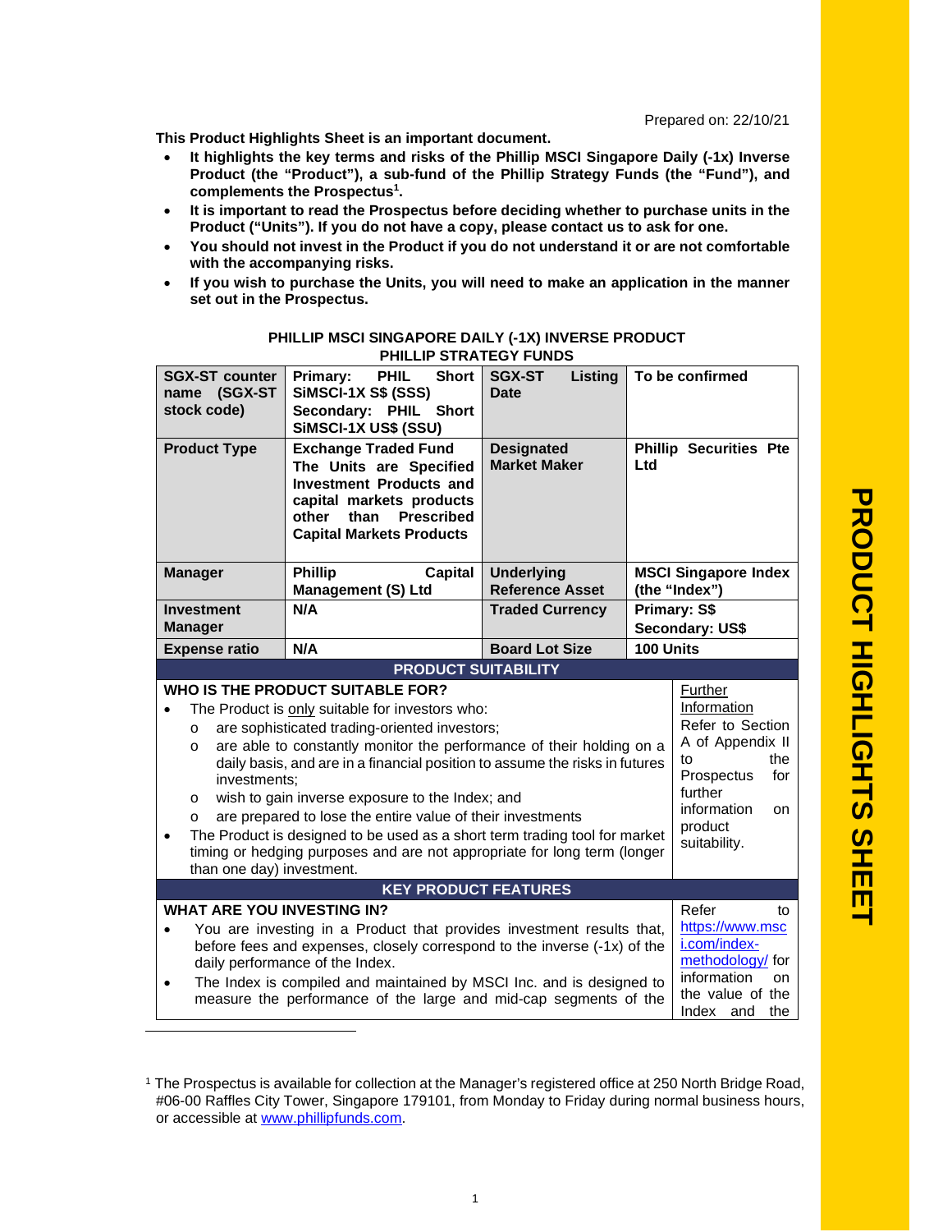Prepared on: 22/10/21

**This Product Highlights Sheet is an important document.**

- **It highlights the key terms and risks of the Phillip MSCI Singapore Daily (-1x) Inverse Product (the "Product"), a sub-fund of the Phillip Strategy Funds (the "Fund"), and complements the Prospectus[1].**
- **It is important to read the Prospectus before deciding whether to purchase units in the Product ("Units"). If you do not have a copy, please contact us to ask for one.**
- **You should not invest in the Product if you do not understand it or are not comfortable with the accompanying risks.**
- **If you wish to purchase the Units, you will need to make an application in the manner set out in the Prospectus.**

**PHILLIP MSCI SINGAPORE DAILY (-1X) INVERSE PRODUCT**
**PHILLIP STRATEGY FUNDS**

| | | | |
|---|---|---|---|
| **SGX-ST counter name (SGX-ST stock code)** | **Primary: PHIL Short SiMSCI-1X S$ (SSS)** **Secondary: PHIL Short SiMSCI-1X US$ (SSU)** | **SGX-ST Listing Date** | **To be confirmed** |
| **Product Type** | **Exchange Traded Fund** **The Units are Specified Investment Products and capital markets products other than Prescribed Capital Markets Products** | **Designated Market Maker** | **Phillip Securities Pte Ltd** |
| **Manager** | **Phillip Capital Management (S) Ltd** | **Underlying Reference Asset** | **MSCI Singapore Index (the "Index")** |
| **Investment Manager** | **N/A** | **Traded Currency** | **Primary: S$** **Secondary: US$** |
| **Expense ratio** | **N/A** | **Board Lot Size** | **100 Units** |

## PRODUCT SUITABILITY

**WHO IS THE PRODUCT SUITABLE FOR?**

- The Product is <u>only</u> suitable for investors who:
  - are sophisticated trading-oriented investors;
  - are able to constantly monitor the performance of their holding on a daily basis, and are in a financial position to assume the risks in futures investments;
  - wish to gain inverse exposure to the Index; and
  - are prepared to lose the entire value of their investments
- The Product is designed to be used as a short term trading tool for market timing or hedging purposes and are not appropriate for long term (longer than one day) investment.

<u>Further Information</u>
Refer to Section A of Appendix II to the Prospectus for further information on product suitability.

## KEY PRODUCT FEATURES

**WHAT ARE YOU INVESTING IN?**

- You are investing in a Product that provides investment results that, before fees and expenses, closely correspond to the inverse (-1x) of the daily performance of the Index.
- The Index is compiled and maintained by MSCI Inc. and is designed to measure the performance of the large and mid-cap segments of the

Refer to https://www.msci.com/index-methodology/ for information on the value of the Index and the

[1] The Prospectus is available for collection at the Manager's registered office at 250 North Bridge Road, #06-00 Raffles City Tower, Singapore 179101, from Monday to Friday during normal business hours, or accessible at www.phillipfunds.com.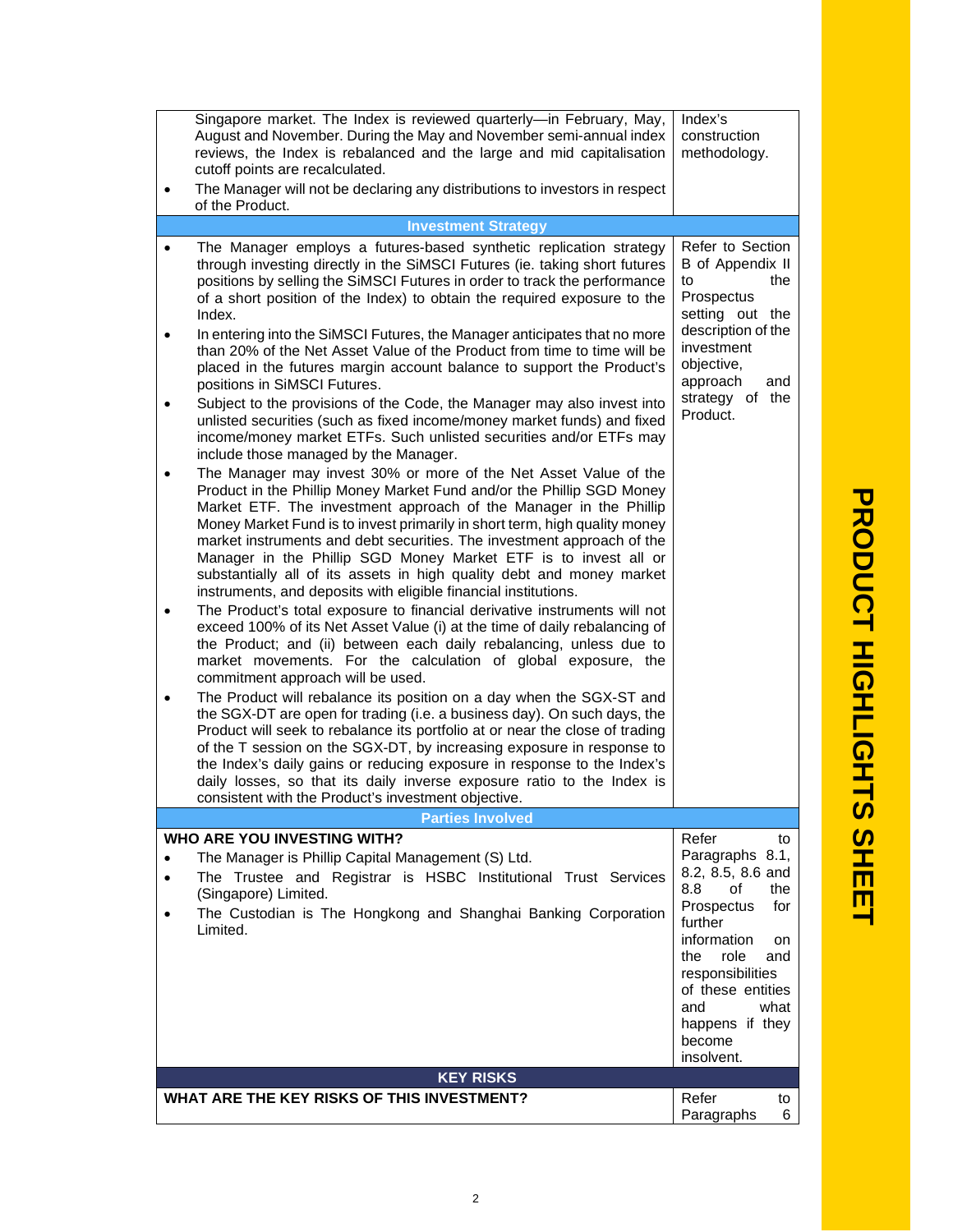| | |
|---|---|
| Singapore market. The Index is reviewed quarterly—in February, May, August and November. During the May and November semi-annual index reviews, the Index is rebalanced and the large and mid capitalisation cutoff points are recalculated.<br>• The Manager will not be declaring any distributions to investors in respect of the Product. | Index's construction methodology. |
| **Investment Strategy** | |
| • The Manager employs a futures-based synthetic replication strategy through investing directly in the SiMSCI Futures (ie. taking short futures positions by selling the SiMSCI Futures in order to track the performance of a short position of the Index) to obtain the required exposure to the Index.<br>• In entering into the SiMSCI Futures, the Manager anticipates that no more than 20% of the Net Asset Value of the Product from time to time will be placed in the futures margin account balance to support the Product's positions in SiMSCI Futures.<br>• Subject to the provisions of the Code, the Manager may also invest into unlisted securities (such as fixed income/money market funds) and fixed income/money market ETFs. Such unlisted securities and/or ETFs may include those managed by the Manager.<br>• The Manager may invest 30% or more of the Net Asset Value of the Product in the Phillip Money Market Fund and/or the Phillip SGD Money Market ETF. The investment approach of the Manager in the Phillip Money Market Fund is to invest primarily in short term, high quality money market instruments and debt securities. The investment approach of the Manager in the Phillip SGD Money Market ETF is to invest all or substantially all of its assets in high quality debt and money market instruments, and deposits with eligible financial institutions.<br>• The Product's total exposure to financial derivative instruments will not exceed 100% of its Net Asset Value (i) at the time of daily rebalancing of the Product; and (ii) between each daily rebalancing, unless due to market movements. For the calculation of global exposure, the commitment approach will be used.<br>• The Product will rebalance its position on a day when the SGX-ST and the SGX-DT are open for trading (i.e. a business day). On such days, the Product will seek to rebalance its portfolio at or near the close of trading of the T session on the SGX-DT, by increasing exposure in response to the Index's daily gains or reducing exposure in response to the Index's daily losses, so that its daily inverse exposure ratio to the Index is consistent with the Product's investment objective. | Refer to Section B of Appendix II to the Prospectus setting out the description of the investment objective, approach and strategy of the Product. |
| **Parties Involved** | |
| **WHO ARE YOU INVESTING WITH?**<br>• The Manager is Phillip Capital Management (S) Ltd.<br>• The Trustee and Registrar is HSBC Institutional Trust Services (Singapore) Limited.<br>• The Custodian is The Hongkong and Shanghai Banking Corporation Limited. | Refer to Paragraphs 8.1, 8.2, 8.5, 8.6 and 8.8 of the Prospectus for further information on the role and responsibilities of these entities and what happens if they become insolvent. |
| **KEY RISKS** | |
| **WHAT ARE THE KEY RISKS OF THIS INVESTMENT?** | Refer to Paragraphs 6 |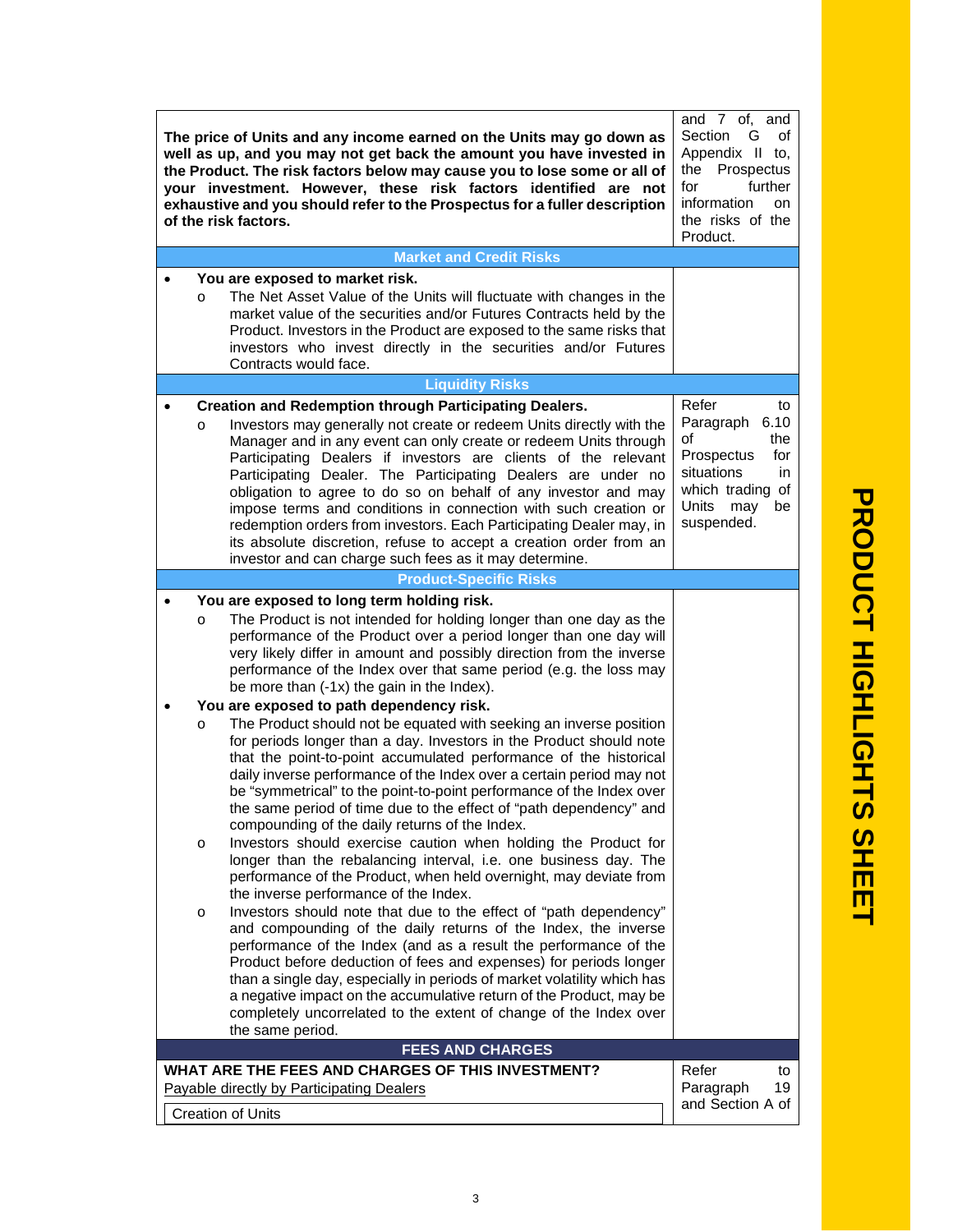| | |
|---|---|
| **The price of Units and any income earned on the Units may go down as well as up, and you may not get back the amount you have invested in the Product. The risk factors below may cause you to lose some or all of your investment. However, these risk factors identified are not exhaustive and you should refer to the Prospectus for a fuller description of the risk factors.** | and 7 of, and Section G of Appendix II to, the Prospectus for further information on the risks of the Product. |
| **Market and Credit Risks** | |
| • **You are exposed to market risk.**<br>o The Net Asset Value of the Units will fluctuate with changes in the market value of the securities and/or Futures Contracts held by the Product. Investors in the Product are exposed to the same risks that investors who invest directly in the securities and/or Futures Contracts would face. | |
| **Liquidity Risks** | |
| • **Creation and Redemption through Participating Dealers.**<br>o Investors may generally not create or redeem Units directly with the Manager and in any event can only create or redeem Units through Participating Dealers if investors are clients of the relevant Participating Dealer. The Participating Dealers are under no obligation to agree to do so on behalf of any investor and may impose terms and conditions in connection with such creation or redemption orders from investors. Each Participating Dealer may, in its absolute discretion, refuse to accept a creation order from an investor and can charge such fees as it may determine. | Refer to Paragraph 6.10 of the Prospectus for situations in which trading of Units may be suspended. |
| **Product-Specific Risks** | |
| • **You are exposed to long term holding risk.**<br>o The Product is not intended for holding longer than one day as the performance of the Product over a period longer than one day will very likely differ in amount and possibly direction from the inverse performance of the Index over that same period (e.g. the loss may be more than (-1x) the gain in the Index).<br>• **You are exposed to path dependency risk.**<br>o The Product should not be equated with seeking an inverse position for periods longer than a day. Investors in the Product should note that the point-to-point accumulated performance of the historical daily inverse performance of the Index over a certain period may not be "symmetrical" to the point-to-point performance of the Index over the same period of time due to the effect of "path dependency" and compounding of the daily returns of the Index.<br>o Investors should exercise caution when holding the Product for longer than the rebalancing interval, i.e. one business day. The performance of the Product, when held overnight, may deviate from the inverse performance of the Index.<br>o Investors should note that due to the effect of "path dependency" and compounding of the daily returns of the Index, the inverse performance of the Index (and as a result the performance of the Product before deduction of fees and expenses) for periods longer than a single day, especially in periods of market volatility which has a negative impact on the accumulative return of the Product, may be completely uncorrelated to the extent of change of the Index over the same period. | |

## FEES AND CHARGES

| | |
|---|---|
| **WHAT ARE THE FEES AND CHARGES OF THIS INVESTMENT?**<br>Payable directly by Participating Dealers<br>Creation of Units | Refer to Paragraph 19 and Section A of |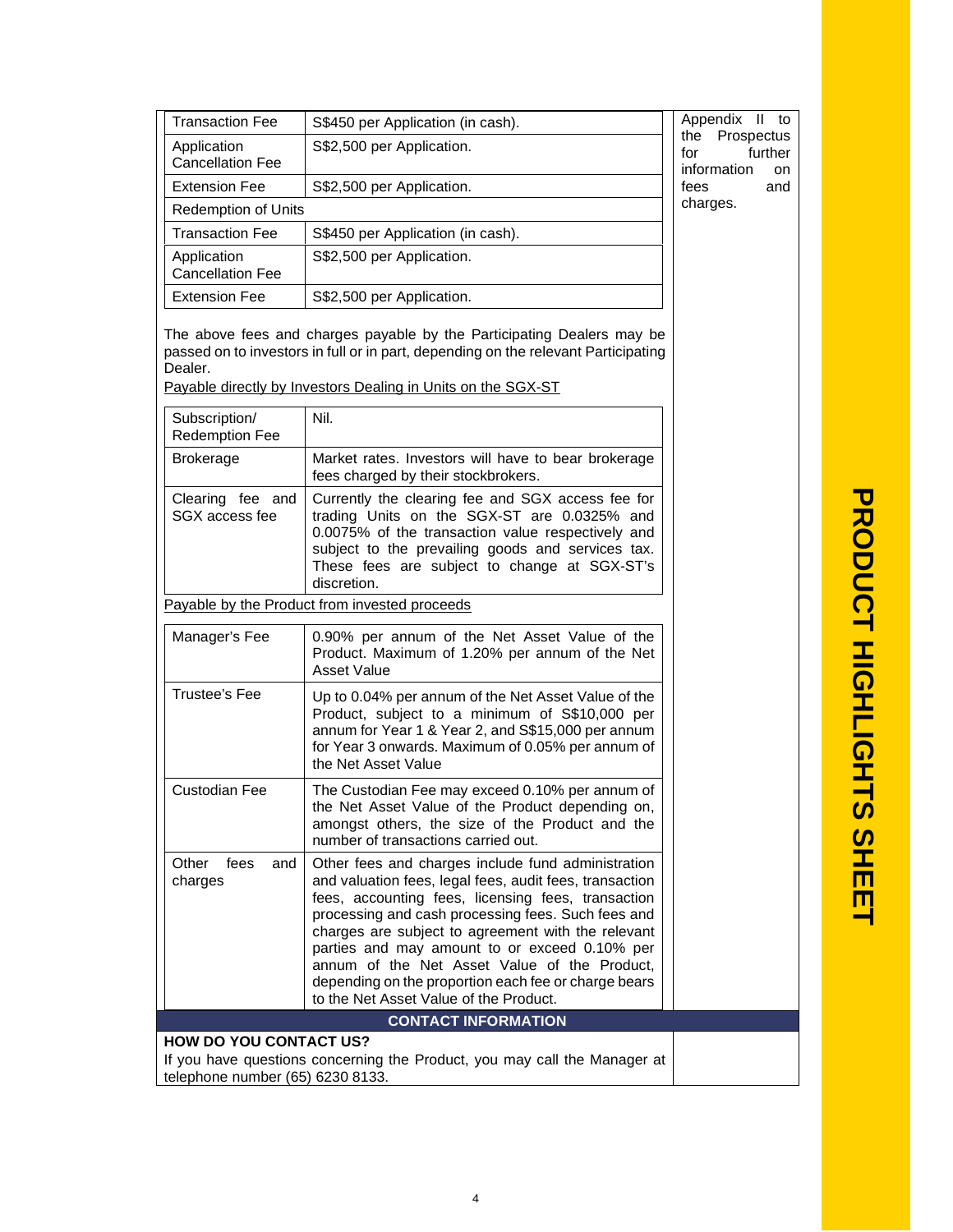| | |
|---|---|
| Transaction Fee | S$450 per Application (in cash). |
| Application Cancellation Fee | S$2,500 per Application. |
| Extension Fee | S$2,500 per Application. |
| Redemption of Units | |
| Transaction Fee | S$450 per Application (in cash). |
| Application Cancellation Fee | S$2,500 per Application. |
| Extension Fee | S$2,500 per Application. |

Appendix II to the Prospectus for further information on fees and charges.

The above fees and charges payable by the Participating Dealers may be passed on to investors in full or in part, depending on the relevant Participating Dealer.

Payable directly by Investors Dealing in Units on the SGX-ST

| | |
|---|---|
| Subscription/ Redemption Fee | Nil. |
| Brokerage | Market rates. Investors will have to bear brokerage fees charged by their stockbrokers. |
| Clearing fee and SGX access fee | Currently the clearing fee and SGX access fee for trading Units on the SGX-ST are 0.0325% and 0.0075% of the transaction value respectively and subject to the prevailing goods and services tax. These fees are subject to change at SGX-ST's discretion. |

Payable by the Product from invested proceeds

| | |
|---|---|
| Manager's Fee | 0.90% per annum of the Net Asset Value of the Product. Maximum of 1.20% per annum of the Net Asset Value |
| Trustee's Fee | Up to 0.04% per annum of the Net Asset Value of the Product, subject to a minimum of S$10,000 per annum for Year 1 & Year 2, and S$15,000 per annum for Year 3 onwards. Maximum of 0.05% per annum of the Net Asset Value |
| Custodian Fee | The Custodian Fee may exceed 0.10% per annum of the Net Asset Value of the Product depending on, amongst others, the size of the Product and the number of transactions carried out. |
| Other fees and charges | Other fees and charges include fund administration and valuation fees, legal fees, audit fees, transaction fees, accounting fees, licensing fees, transaction processing and cash processing fees. Such fees and charges are subject to agreement with the relevant parties and may amount to or exceed 0.10% per annum of the Net Asset Value of the Product, depending on the proportion each fee or charge bears to the Net Asset Value of the Product. |

## CONTACT INFORMATION

**HOW DO YOU CONTACT US?**

If you have questions concerning the Product, you may call the Manager at telephone number (65) 6230 8133.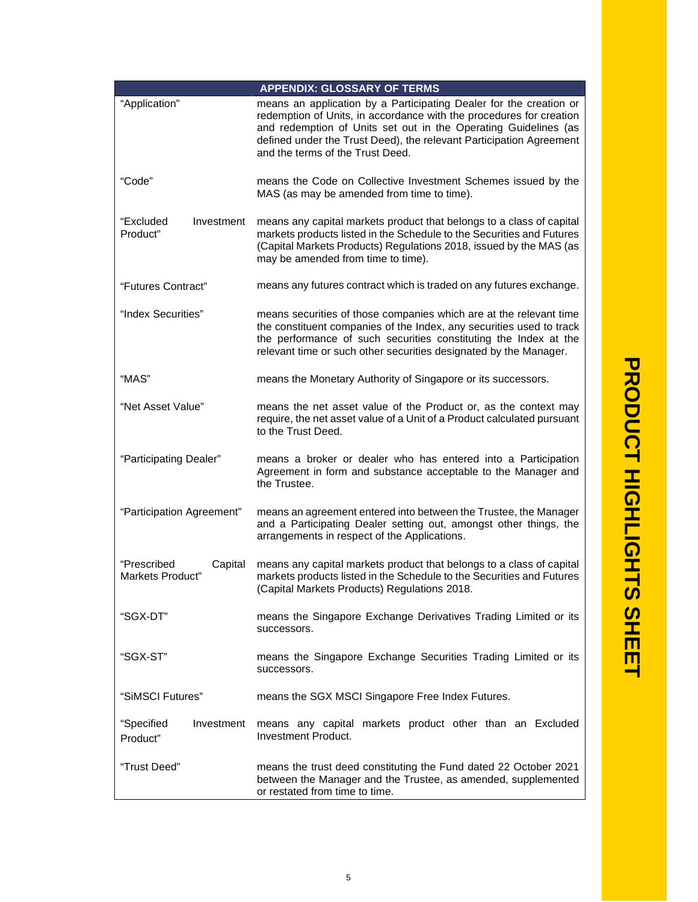| APPENDIX: GLOSSARY OF TERMS | |
|---|---|
| "Application" | means an application by a Participating Dealer for the creation or redemption of Units, in accordance with the procedures for creation and redemption of Units set out in the Operating Guidelines (as defined under the Trust Deed), the relevant Participation Agreement and the terms of the Trust Deed. |
| "Code" | means the Code on Collective Investment Schemes issued by the MAS (as may be amended from time to time). |
| "Excluded Investment Product" | means any capital markets product that belongs to a class of capital markets products listed in the Schedule to the Securities and Futures (Capital Markets Products) Regulations 2018, issued by the MAS (as may be amended from time to time). |
| "Futures Contract" | means any futures contract which is traded on any futures exchange. |
| "Index Securities" | means securities of those companies which are at the relevant time the constituent companies of the Index, any securities used to track the performance of such securities constituting the Index at the relevant time or such other securities designated by the Manager. |
| "MAS" | means the Monetary Authority of Singapore or its successors. |
| "Net Asset Value" | means the net asset value of the Product or, as the context may require, the net asset value of a Unit of a Product calculated pursuant to the Trust Deed. |
| "Participating Dealer" | means a broker or dealer who has entered into a Participation Agreement in form and substance acceptable to the Manager and the Trustee. |
| "Participation Agreement" | means an agreement entered into between the Trustee, the Manager and a Participating Dealer setting out, amongst other things, the arrangements in respect of the Applications. |
| "Prescribed Capital Markets Product" | means any capital markets product that belongs to a class of capital markets products listed in the Schedule to the Securities and Futures (Capital Markets Products) Regulations 2018. |
| "SGX-DT" | means the Singapore Exchange Derivatives Trading Limited or its successors. |
| "SGX-ST" | means the Singapore Exchange Securities Trading Limited or its successors. |
| "SiMSCI Futures" | means the SGX MSCI Singapore Free Index Futures. |
| "Specified Investment Product" | means any capital markets product other than an Excluded Investment Product. |
| "Trust Deed" | means the trust deed constituting the Fund dated 22 October 2021 between the Manager and the Trustee, as amended, supplemented or restated from time to time. |